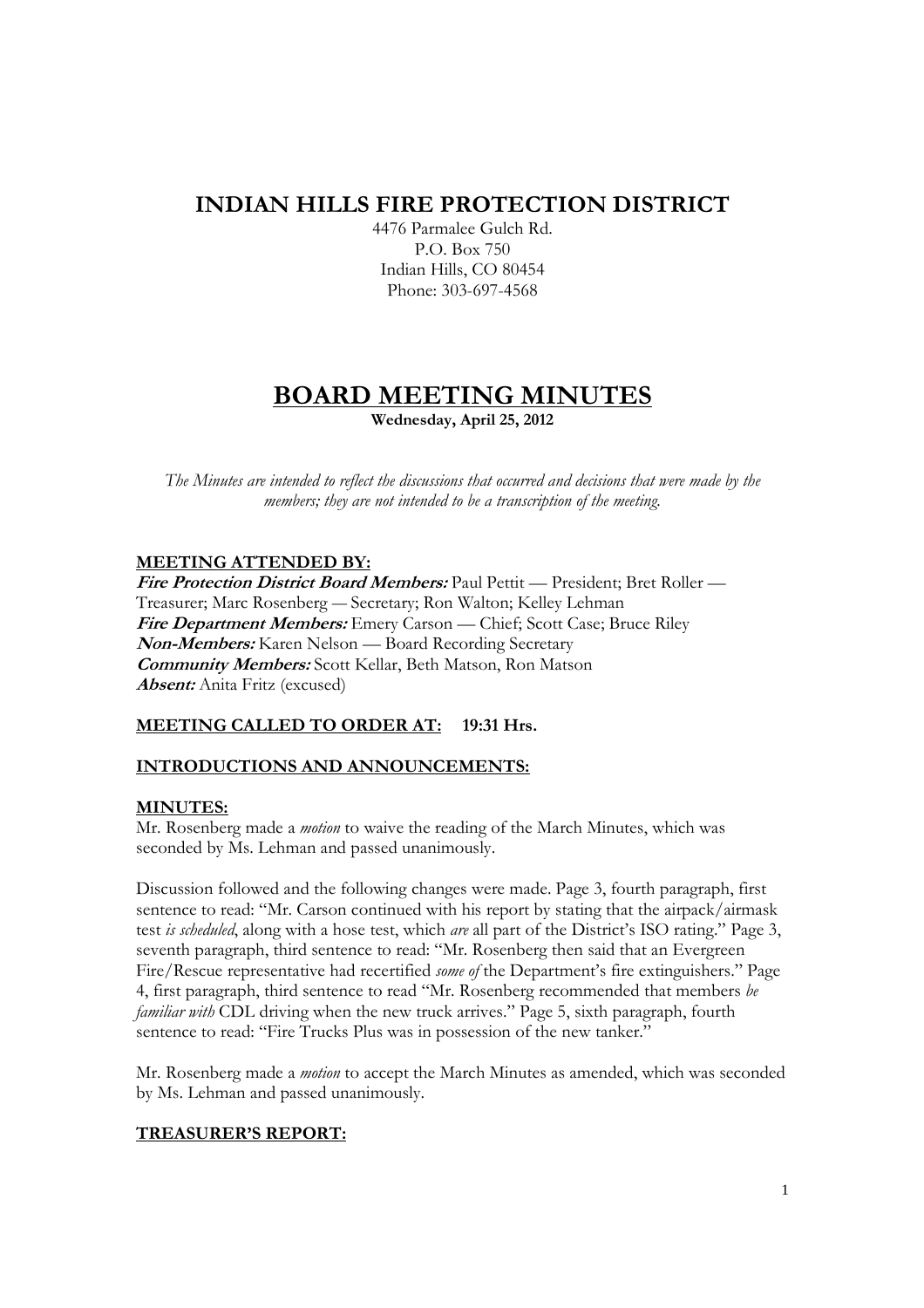# INDIAN HILLS FIRE PROTECTION DISTRICT

4476 Parmalee Gulch Rd.
P.O. Box 750
Indian Hills, CO 80454
Phone: 303-697-4568

# BOARD MEETING MINUTES

**Wednesday, April 25, 2012**

*The Minutes are intended to reflect the discussions that occurred and decisions that were made by the members; they are not intended to be a transcription of the meeting.*

**MEETING ATTENDED BY:**

***Fire Protection District Board Members:*** Paul Pettit — President; Bret Roller — Treasurer; Marc Rosenberg — Secretary; Ron Walton; Kelley Lehman
***Fire Department Members:*** Emery Carson — Chief; Scott Case; Bruce Riley
***Non-Members:*** Karen Nelson — Board Recording Secretary
***Community Members:*** Scott Kellar, Beth Matson, Ron Matson
***Absent:*** Anita Fritz (excused)

**MEETING CALLED TO ORDER AT: 19:31 Hrs.**

**INTRODUCTIONS AND ANNOUNCEMENTS:**

**MINUTES:**

Mr. Rosenberg made a *motion* to waive the reading of the March Minutes, which was seconded by Ms. Lehman and passed unanimously.

Discussion followed and the following changes were made. Page 3, fourth paragraph, first sentence to read: "Mr. Carson continued with his report by stating that the airpack/airmask test *is scheduled*, along with a hose test, which *are* all part of the District's ISO rating." Page 3, seventh paragraph, third sentence to read: "Mr. Rosenberg then said that an Evergreen Fire/Rescue representative had recertified *some of* the Department's fire extinguishers." Page 4, first paragraph, third sentence to read "Mr. Rosenberg recommended that members *be familiar with* CDL driving when the new truck arrives." Page 5, sixth paragraph, fourth sentence to read: "Fire Trucks Plus was in possession of the new tanker."

Mr. Rosenberg made a *motion* to accept the March Minutes as amended, which was seconded by Ms. Lehman and passed unanimously.

**TREASURER'S REPORT:**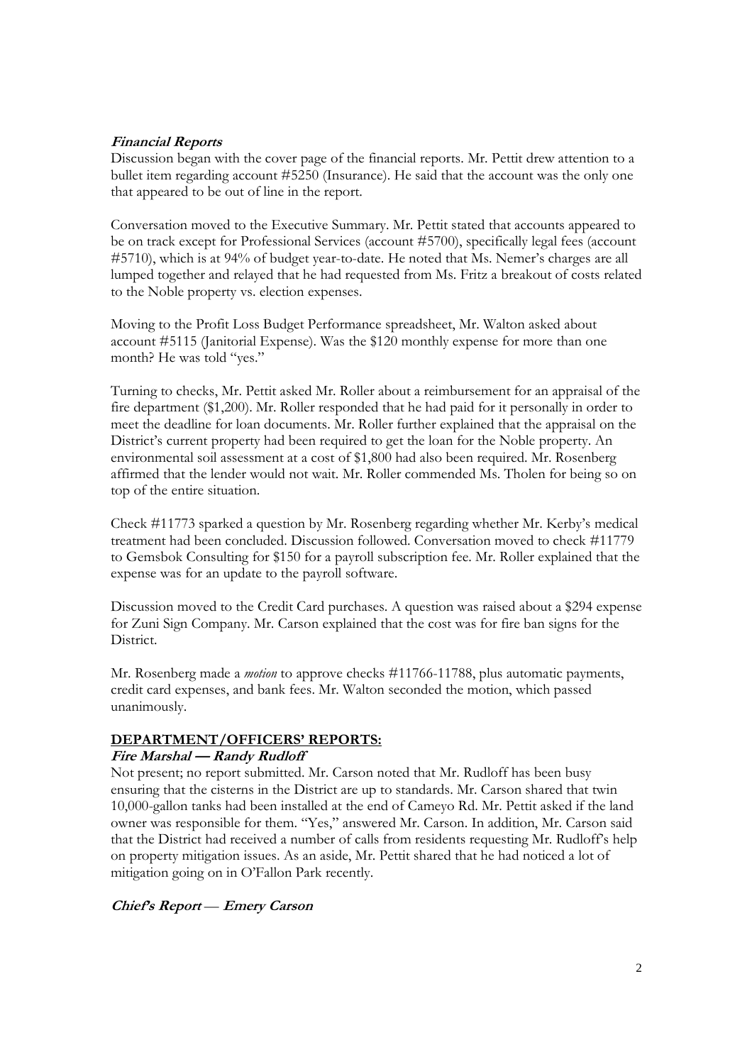***Financial Reports***

Discussion began with the cover page of the financial reports. Mr. Pettit drew attention to a bullet item regarding account #5250 (Insurance). He said that the account was the only one that appeared to be out of line in the report.

Conversation moved to the Executive Summary. Mr. Pettit stated that accounts appeared to be on track except for Professional Services (account #5700), specifically legal fees (account #5710), which is at 94% of budget year-to-date. He noted that Ms. Nemer's charges are all lumped together and relayed that he had requested from Ms. Fritz a breakout of costs related to the Noble property vs. election expenses.

Moving to the Profit Loss Budget Performance spreadsheet, Mr. Walton asked about account #5115 (Janitorial Expense). Was the $120 monthly expense for more than one month? He was told "yes."

Turning to checks, Mr. Pettit asked Mr. Roller about a reimbursement for an appraisal of the fire department ($1,200). Mr. Roller responded that he had paid for it personally in order to meet the deadline for loan documents. Mr. Roller further explained that the appraisal on the District's current property had been required to get the loan for the Noble property. An environmental soil assessment at a cost of $1,800 had also been required. Mr. Rosenberg affirmed that the lender would not wait. Mr. Roller commended Ms. Tholen for being so on top of the entire situation.

Check #11773 sparked a question by Mr. Rosenberg regarding whether Mr. Kerby's medical treatment had been concluded. Discussion followed. Conversation moved to check #11779 to Gemsbok Consulting for $150 for a payroll subscription fee. Mr. Roller explained that the expense was for an update to the payroll software.

Discussion moved to the Credit Card purchases. A question was raised about a $294 expense for Zuni Sign Company. Mr. Carson explained that the cost was for fire ban signs for the District.

Mr. Rosenberg made a *motion* to approve checks #11766-11788, plus automatic payments, credit card expenses, and bank fees. Mr. Walton seconded the motion, which passed unanimously.

## DEPARTMENT/OFFICERS' REPORTS:

***Fire Marshal — Randy Rudloff***

Not present; no report submitted. Mr. Carson noted that Mr. Rudloff has been busy ensuring that the cisterns in the District are up to standards. Mr. Carson shared that twin 10,000-gallon tanks had been installed at the end of Cameyo Rd. Mr. Pettit asked if the land owner was responsible for them. "Yes," answered Mr. Carson. In addition, Mr. Carson said that the District had received a number of calls from residents requesting Mr. Rudloff's help on property mitigation issues. As an aside, Mr. Pettit shared that he had noticed a lot of mitigation going on in O'Fallon Park recently.

***Chief's Report — Emery Carson***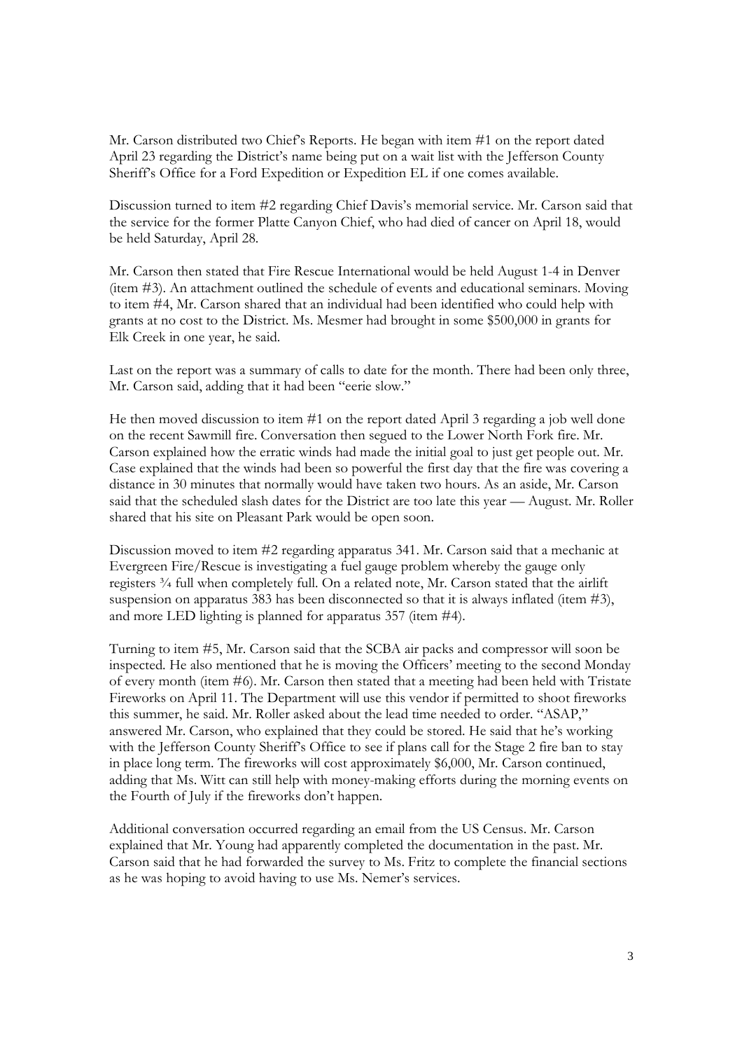Mr. Carson distributed two Chief's Reports. He began with item #1 on the report dated April 23 regarding the District's name being put on a wait list with the Jefferson County Sheriff's Office for a Ford Expedition or Expedition EL if one comes available.

Discussion turned to item #2 regarding Chief Davis's memorial service. Mr. Carson said that the service for the former Platte Canyon Chief, who had died of cancer on April 18, would be held Saturday, April 28.

Mr. Carson then stated that Fire Rescue International would be held August 1-4 in Denver (item #3). An attachment outlined the schedule of events and educational seminars. Moving to item #4, Mr. Carson shared that an individual had been identified who could help with grants at no cost to the District. Ms. Mesmer had brought in some $500,000 in grants for Elk Creek in one year, he said.

Last on the report was a summary of calls to date for the month. There had been only three, Mr. Carson said, adding that it had been "eerie slow."

He then moved discussion to item #1 on the report dated April 3 regarding a job well done on the recent Sawmill fire. Conversation then segued to the Lower North Fork fire. Mr. Carson explained how the erratic winds had made the initial goal to just get people out. Mr. Case explained that the winds had been so powerful the first day that the fire was covering a distance in 30 minutes that normally would have taken two hours. As an aside, Mr. Carson said that the scheduled slash dates for the District are too late this year — August. Mr. Roller shared that his site on Pleasant Park would be open soon.

Discussion moved to item #2 regarding apparatus 341. Mr. Carson said that a mechanic at Evergreen Fire/Rescue is investigating a fuel gauge problem whereby the gauge only registers ¾ full when completely full. On a related note, Mr. Carson stated that the airlift suspension on apparatus 383 has been disconnected so that it is always inflated (item #3), and more LED lighting is planned for apparatus 357 (item #4).

Turning to item #5, Mr. Carson said that the SCBA air packs and compressor will soon be inspected. He also mentioned that he is moving the Officers' meeting to the second Monday of every month (item #6). Mr. Carson then stated that a meeting had been held with Tristate Fireworks on April 11. The Department will use this vendor if permitted to shoot fireworks this summer, he said. Mr. Roller asked about the lead time needed to order. "ASAP," answered Mr. Carson, who explained that they could be stored. He said that he's working with the Jefferson County Sheriff's Office to see if plans call for the Stage 2 fire ban to stay in place long term. The fireworks will cost approximately $6,000, Mr. Carson continued, adding that Ms. Witt can still help with money-making efforts during the morning events on the Fourth of July if the fireworks don't happen.

Additional conversation occurred regarding an email from the US Census. Mr. Carson explained that Mr. Young had apparently completed the documentation in the past. Mr. Carson said that he had forwarded the survey to Ms. Fritz to complete the financial sections as he was hoping to avoid having to use Ms. Nemer's services.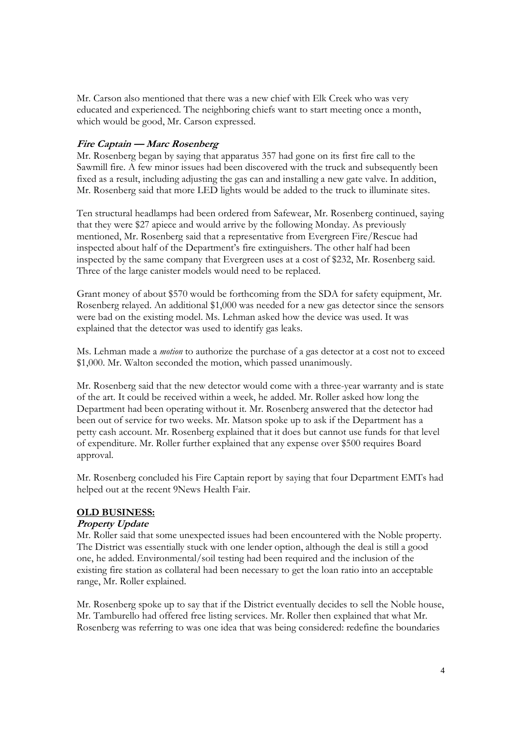Mr. Carson also mentioned that there was a new chief with Elk Creek who was very educated and experienced. The neighboring chiefs want to start meeting once a month, which would be good, Mr. Carson expressed.

***Fire Captain — Marc Rosenberg***

Mr. Rosenberg began by saying that apparatus 357 had gone on its first fire call to the Sawmill fire. A few minor issues had been discovered with the truck and subsequently been fixed as a result, including adjusting the gas can and installing a new gate valve. In addition, Mr. Rosenberg said that more LED lights would be added to the truck to illuminate sites.

Ten structural headlamps had been ordered from Safewear, Mr. Rosenberg continued, saying that they were $27 apiece and would arrive by the following Monday. As previously mentioned, Mr. Rosenberg said that a representative from Evergreen Fire/Rescue had inspected about half of the Department's fire extinguishers. The other half had been inspected by the same company that Evergreen uses at a cost of $232, Mr. Rosenberg said. Three of the large canister models would need to be replaced.

Grant money of about $570 would be forthcoming from the SDA for safety equipment, Mr. Rosenberg relayed. An additional $1,000 was needed for a new gas detector since the sensors were bad on the existing model. Ms. Lehman asked how the device was used. It was explained that the detector was used to identify gas leaks.

Ms. Lehman made a *motion* to authorize the purchase of a gas detector at a cost not to exceed $1,000. Mr. Walton seconded the motion, which passed unanimously.

Mr. Rosenberg said that the new detector would come with a three-year warranty and is state of the art. It could be received within a week, he added. Mr. Roller asked how long the Department had been operating without it. Mr. Rosenberg answered that the detector had been out of service for two weeks. Mr. Matson spoke up to ask if the Department has a petty cash account. Mr. Rosenberg explained that it does but cannot use funds for that level of expenditure. Mr. Roller further explained that any expense over $500 requires Board approval.

Mr. Rosenberg concluded his Fire Captain report by saying that four Department EMTs had helped out at the recent 9News Health Fair.

**OLD BUSINESS:**

***Property Update***

Mr. Roller said that some unexpected issues had been encountered with the Noble property. The District was essentially stuck with one lender option, although the deal is still a good one, he added. Environmental/soil testing had been required and the inclusion of the existing fire station as collateral had been necessary to get the loan ratio into an acceptable range, Mr. Roller explained.

Mr. Rosenberg spoke up to say that if the District eventually decides to sell the Noble house, Mr. Tamburello had offered free listing services. Mr. Roller then explained that what Mr. Rosenberg was referring to was one idea that was being considered: redefine the boundaries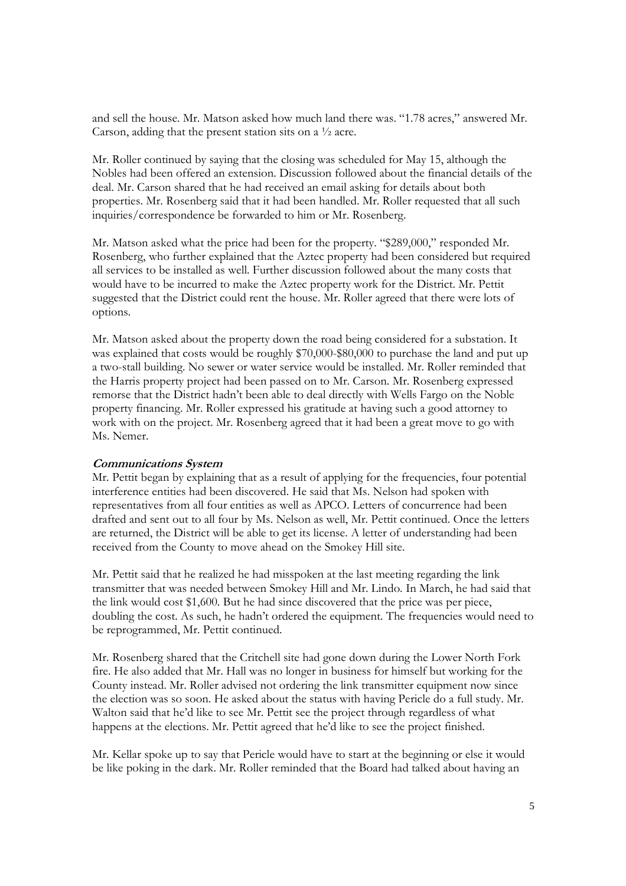and sell the house. Mr. Matson asked how much land there was. "1.78 acres," answered Mr. Carson, adding that the present station sits on a ½ acre.

Mr. Roller continued by saying that the closing was scheduled for May 15, although the Nobles had been offered an extension. Discussion followed about the financial details of the deal. Mr. Carson shared that he had received an email asking for details about both properties. Mr. Rosenberg said that it had been handled. Mr. Roller requested that all such inquiries/correspondence be forwarded to him or Mr. Rosenberg.

Mr. Matson asked what the price had been for the property. "$289,000," responded Mr. Rosenberg, who further explained that the Aztec property had been considered but required all services to be installed as well. Further discussion followed about the many costs that would have to be incurred to make the Aztec property work for the District. Mr. Pettit suggested that the District could rent the house. Mr. Roller agreed that there were lots of options.

Mr. Matson asked about the property down the road being considered for a substation. It was explained that costs would be roughly $70,000-$80,000 to purchase the land and put up a two-stall building. No sewer or water service would be installed. Mr. Roller reminded that the Harris property project had been passed on to Mr. Carson. Mr. Rosenberg expressed remorse that the District hadn't been able to deal directly with Wells Fargo on the Noble property financing. Mr. Roller expressed his gratitude at having such a good attorney to work with on the project. Mr. Rosenberg agreed that it had been a great move to go with Ms. Nemer.

***Communications System***

Mr. Pettit began by explaining that as a result of applying for the frequencies, four potential interference entities had been discovered. He said that Ms. Nelson had spoken with representatives from all four entities as well as APCO. Letters of concurrence had been drafted and sent out to all four by Ms. Nelson as well, Mr. Pettit continued. Once the letters are returned, the District will be able to get its license. A letter of understanding had been received from the County to move ahead on the Smokey Hill site.

Mr. Pettit said that he realized he had misspoken at the last meeting regarding the link transmitter that was needed between Smokey Hill and Mr. Lindo. In March, he had said that the link would cost $1,600. But he had since discovered that the price was per piece, doubling the cost. As such, he hadn't ordered the equipment. The frequencies would need to be reprogrammed, Mr. Pettit continued.

Mr. Rosenberg shared that the Critchell site had gone down during the Lower North Fork fire. He also added that Mr. Hall was no longer in business for himself but working for the County instead. Mr. Roller advised not ordering the link transmitter equipment now since the election was so soon. He asked about the status with having Pericle do a full study. Mr. Walton said that he'd like to see Mr. Pettit see the project through regardless of what happens at the elections. Mr. Pettit agreed that he'd like to see the project finished.

Mr. Kellar spoke up to say that Pericle would have to start at the beginning or else it would be like poking in the dark. Mr. Roller reminded that the Board had talked about having an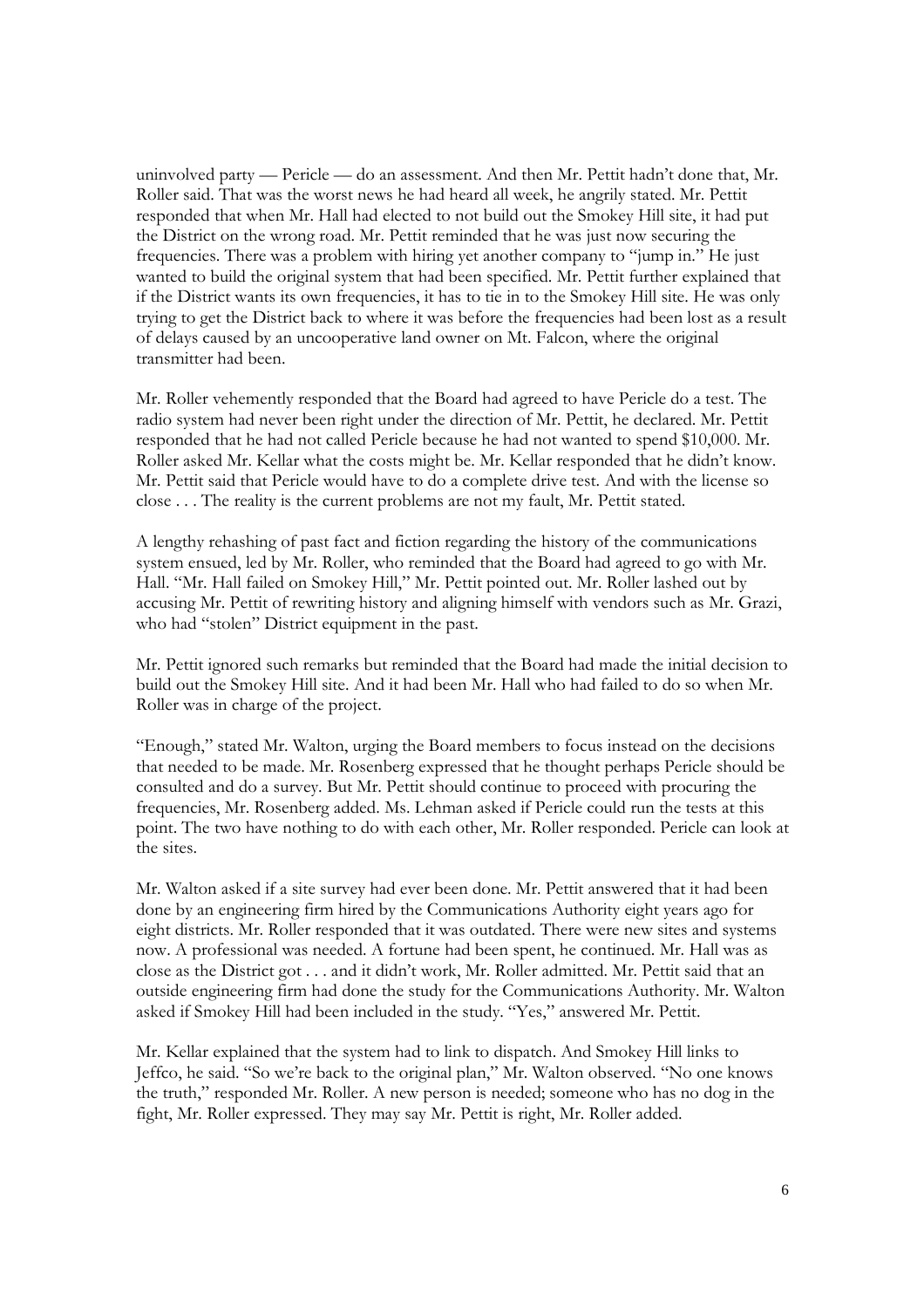uninvolved party — Pericle — do an assessment. And then Mr. Pettit hadn't done that, Mr. Roller said. That was the worst news he had heard all week, he angrily stated. Mr. Pettit responded that when Mr. Hall had elected to not build out the Smokey Hill site, it had put the District on the wrong road. Mr. Pettit reminded that he was just now securing the frequencies. There was a problem with hiring yet another company to "jump in." He just wanted to build the original system that had been specified. Mr. Pettit further explained that if the District wants its own frequencies, it has to tie in to the Smokey Hill site. He was only trying to get the District back to where it was before the frequencies had been lost as a result of delays caused by an uncooperative land owner on Mt. Falcon, where the original transmitter had been.

Mr. Roller vehemently responded that the Board had agreed to have Pericle do a test. The radio system had never been right under the direction of Mr. Pettit, he declared. Mr. Pettit responded that he had not called Pericle because he had not wanted to spend $10,000. Mr. Roller asked Mr. Kellar what the costs might be. Mr. Kellar responded that he didn't know. Mr. Pettit said that Pericle would have to do a complete drive test. And with the license so close . . . The reality is the current problems are not my fault, Mr. Pettit stated.

A lengthy rehashing of past fact and fiction regarding the history of the communications system ensued, led by Mr. Roller, who reminded that the Board had agreed to go with Mr. Hall. "Mr. Hall failed on Smokey Hill," Mr. Pettit pointed out. Mr. Roller lashed out by accusing Mr. Pettit of rewriting history and aligning himself with vendors such as Mr. Grazi, who had "stolen" District equipment in the past.

Mr. Pettit ignored such remarks but reminded that the Board had made the initial decision to build out the Smokey Hill site. And it had been Mr. Hall who had failed to do so when Mr. Roller was in charge of the project.

"Enough," stated Mr. Walton, urging the Board members to focus instead on the decisions that needed to be made. Mr. Rosenberg expressed that he thought perhaps Pericle should be consulted and do a survey. But Mr. Pettit should continue to proceed with procuring the frequencies, Mr. Rosenberg added. Ms. Lehman asked if Pericle could run the tests at this point. The two have nothing to do with each other, Mr. Roller responded. Pericle can look at the sites.

Mr. Walton asked if a site survey had ever been done. Mr. Pettit answered that it had been done by an engineering firm hired by the Communications Authority eight years ago for eight districts. Mr. Roller responded that it was outdated. There were new sites and systems now. A professional was needed. A fortune had been spent, he continued. Mr. Hall was as close as the District got . . . and it didn't work, Mr. Roller admitted. Mr. Pettit said that an outside engineering firm had done the study for the Communications Authority. Mr. Walton asked if Smokey Hill had been included in the study. "Yes," answered Mr. Pettit.

Mr. Kellar explained that the system had to link to dispatch. And Smokey Hill links to Jeffco, he said. "So we're back to the original plan," Mr. Walton observed. "No one knows the truth," responded Mr. Roller. A new person is needed; someone who has no dog in the fight, Mr. Roller expressed. They may say Mr. Pettit is right, Mr. Roller added.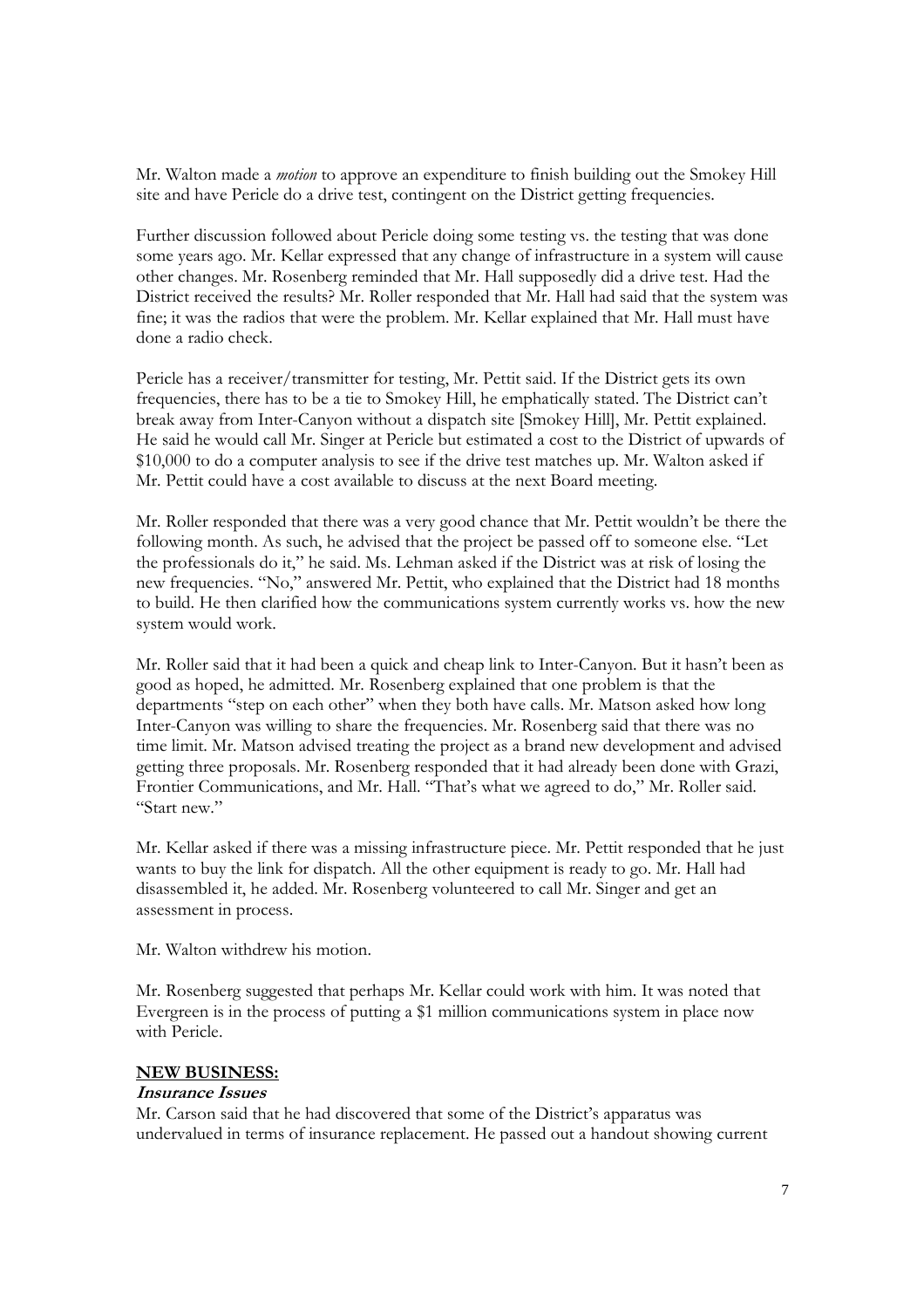Mr. Walton made a *motion* to approve an expenditure to finish building out the Smokey Hill site and have Pericle do a drive test, contingent on the District getting frequencies.

Further discussion followed about Pericle doing some testing vs. the testing that was done some years ago. Mr. Kellar expressed that any change of infrastructure in a system will cause other changes. Mr. Rosenberg reminded that Mr. Hall supposedly did a drive test. Had the District received the results? Mr. Roller responded that Mr. Hall had said that the system was fine; it was the radios that were the problem. Mr. Kellar explained that Mr. Hall must have done a radio check.

Pericle has a receiver/transmitter for testing, Mr. Pettit said. If the District gets its own frequencies, there has to be a tie to Smokey Hill, he emphatically stated. The District can't break away from Inter-Canyon without a dispatch site [Smokey Hill], Mr. Pettit explained. He said he would call Mr. Singer at Pericle but estimated a cost to the District of upwards of $10,000 to do a computer analysis to see if the drive test matches up. Mr. Walton asked if Mr. Pettit could have a cost available to discuss at the next Board meeting.

Mr. Roller responded that there was a very good chance that Mr. Pettit wouldn't be there the following month. As such, he advised that the project be passed off to someone else. "Let the professionals do it," he said. Ms. Lehman asked if the District was at risk of losing the new frequencies. "No," answered Mr. Pettit, who explained that the District had 18 months to build. He then clarified how the communications system currently works vs. how the new system would work.

Mr. Roller said that it had been a quick and cheap link to Inter-Canyon. But it hasn't been as good as hoped, he admitted. Mr. Rosenberg explained that one problem is that the departments "step on each other" when they both have calls. Mr. Matson asked how long Inter-Canyon was willing to share the frequencies. Mr. Rosenberg said that there was no time limit. Mr. Matson advised treating the project as a brand new development and advised getting three proposals. Mr. Rosenberg responded that it had already been done with Grazi, Frontier Communications, and Mr. Hall. "That's what we agreed to do," Mr. Roller said. "Start new."

Mr. Kellar asked if there was a missing infrastructure piece. Mr. Pettit responded that he just wants to buy the link for dispatch. All the other equipment is ready to go. Mr. Hall had disassembled it, he added. Mr. Rosenberg volunteered to call Mr. Singer and get an assessment in process.

Mr. Walton withdrew his motion.

Mr. Rosenberg suggested that perhaps Mr. Kellar could work with him. It was noted that Evergreen is in the process of putting a $1 million communications system in place now with Pericle.

## NEW BUSINESS:

### *Insurance Issues*

Mr. Carson said that he had discovered that some of the District's apparatus was undervalued in terms of insurance replacement. He passed out a handout showing current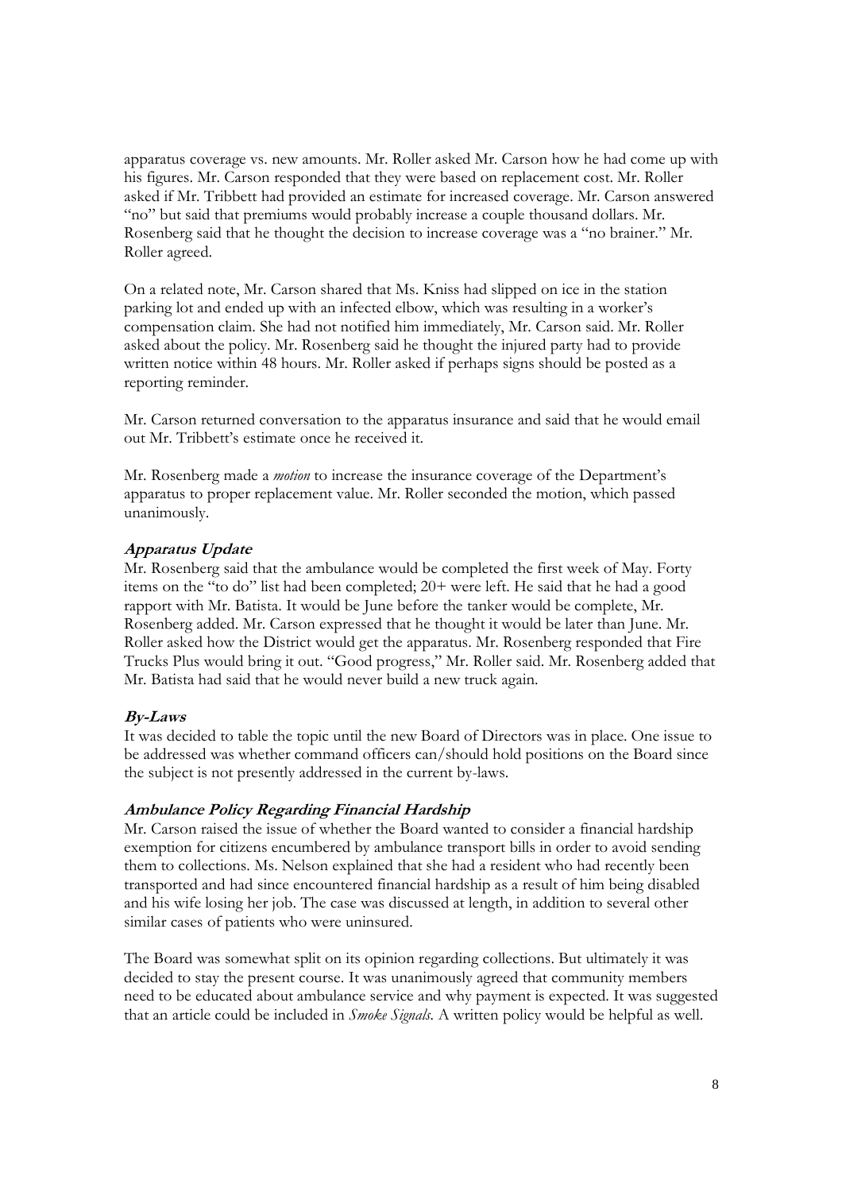apparatus coverage vs. new amounts. Mr. Roller asked Mr. Carson how he had come up with his figures. Mr. Carson responded that they were based on replacement cost. Mr. Roller asked if Mr. Tribbett had provided an estimate for increased coverage. Mr. Carson answered "no" but said that premiums would probably increase a couple thousand dollars. Mr. Rosenberg said that he thought the decision to increase coverage was a "no brainer." Mr. Roller agreed.

On a related note, Mr. Carson shared that Ms. Kniss had slipped on ice in the station parking lot and ended up with an infected elbow, which was resulting in a worker's compensation claim. She had not notified him immediately, Mr. Carson said. Mr. Roller asked about the policy. Mr. Rosenberg said he thought the injured party had to provide written notice within 48 hours. Mr. Roller asked if perhaps signs should be posted as a reporting reminder.

Mr. Carson returned conversation to the apparatus insurance and said that he would email out Mr. Tribbett's estimate once he received it.

Mr. Rosenberg made a *motion* to increase the insurance coverage of the Department's apparatus to proper replacement value. Mr. Roller seconded the motion, which passed unanimously.

### ***Apparatus Update***

Mr. Rosenberg said that the ambulance would be completed the first week of May. Forty items on the "to do" list had been completed; 20+ were left. He said that he had a good rapport with Mr. Batista. It would be June before the tanker would be complete, Mr. Rosenberg added. Mr. Carson expressed that he thought it would be later than June. Mr. Roller asked how the District would get the apparatus. Mr. Rosenberg responded that Fire Trucks Plus would bring it out. "Good progress," Mr. Roller said. Mr. Rosenberg added that Mr. Batista had said that he would never build a new truck again.

### ***By-Laws***

It was decided to table the topic until the new Board of Directors was in place. One issue to be addressed was whether command officers can/should hold positions on the Board since the subject is not presently addressed in the current by-laws.

### ***Ambulance Policy Regarding Financial Hardship***

Mr. Carson raised the issue of whether the Board wanted to consider a financial hardship exemption for citizens encumbered by ambulance transport bills in order to avoid sending them to collections. Ms. Nelson explained that she had a resident who had recently been transported and had since encountered financial hardship as a result of him being disabled and his wife losing her job. The case was discussed at length, in addition to several other similar cases of patients who were uninsured.

The Board was somewhat split on its opinion regarding collections. But ultimately it was decided to stay the present course. It was unanimously agreed that community members need to be educated about ambulance service and why payment is expected. It was suggested that an article could be included in *Smoke Signals*. A written policy would be helpful as well.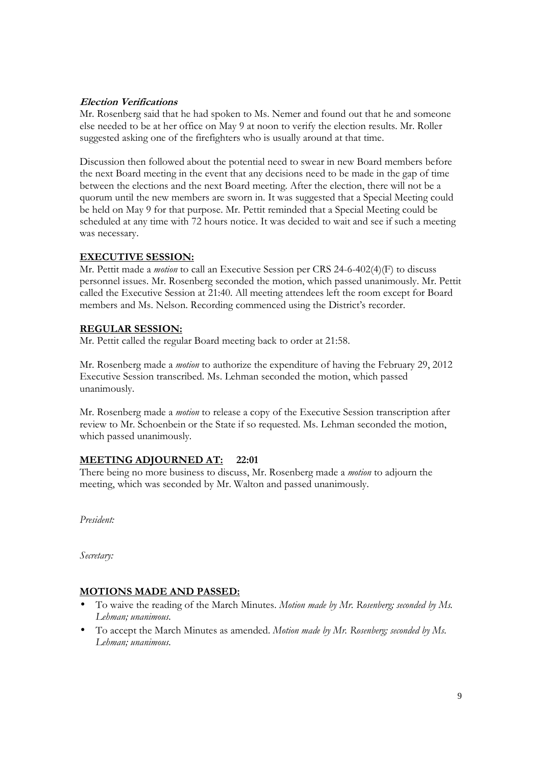***Election Verifications***

Mr. Rosenberg said that he had spoken to Ms. Nemer and found out that he and someone else needed to be at her office on May 9 at noon to verify the election results. Mr. Roller suggested asking one of the firefighters who is usually around at that time.

Discussion then followed about the potential need to swear in new Board members before the next Board meeting in the event that any decisions need to be made in the gap of time between the elections and the next Board meeting. After the election, there will not be a quorum until the new members are sworn in. It was suggested that a Special Meeting could be held on May 9 for that purpose. Mr. Pettit reminded that a Special Meeting could be scheduled at any time with 72 hours notice. It was decided to wait and see if such a meeting was necessary.

**EXECUTIVE SESSION:**

Mr. Pettit made a *motion* to call an Executive Session per CRS 24-6-402(4)(F) to discuss personnel issues. Mr. Rosenberg seconded the motion, which passed unanimously. Mr. Pettit called the Executive Session at 21:40. All meeting attendees left the room except for Board members and Ms. Nelson. Recording commenced using the District's recorder.

**REGULAR SESSION:**

Mr. Pettit called the regular Board meeting back to order at 21:58.

Mr. Rosenberg made a *motion* to authorize the expenditure of having the February 29, 2012 Executive Session transcribed. Ms. Lehman seconded the motion, which passed unanimously.

Mr. Rosenberg made a *motion* to release a copy of the Executive Session transcription after review to Mr. Schoenbein or the State if so requested. Ms. Lehman seconded the motion, which passed unanimously.

**MEETING ADJOURNED AT: 22:01**

There being no more business to discuss, Mr. Rosenberg made a *motion* to adjourn the meeting, which was seconded by Mr. Walton and passed unanimously.

*President:*

*Secretary:*

**MOTIONS MADE AND PASSED:**

- To waive the reading of the March Minutes. *Motion made by Mr. Rosenberg; seconded by Ms. Lehman; unanimous.*
- To accept the March Minutes as amended. *Motion made by Mr. Rosenberg; seconded by Ms. Lehman; unanimous.*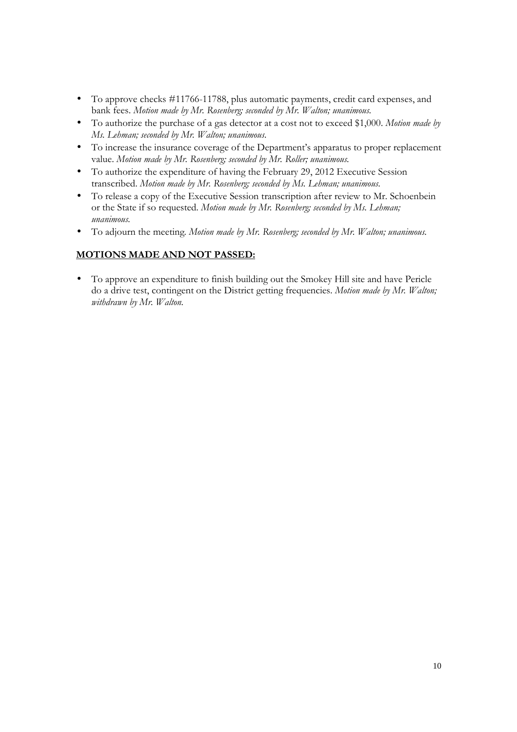- To approve checks #11766-11788, plus automatic payments, credit card expenses, and bank fees. *Motion made by Mr. Rosenberg; seconded by Mr. Walton; unanimous.*
- To authorize the purchase of a gas detector at a cost not to exceed $1,000. *Motion made by Ms. Lehman; seconded by Mr. Walton; unanimous.*
- To increase the insurance coverage of the Department's apparatus to proper replacement value. *Motion made by Mr. Rosenberg; seconded by Mr. Roller; unanimous.*
- To authorize the expenditure of having the February 29, 2012 Executive Session transcribed. *Motion made by Mr. Rosenberg; seconded by Ms. Lehman; unanimous.*
- To release a copy of the Executive Session transcription after review to Mr. Schoenbein or the State if so requested. *Motion made by Mr. Rosenberg; seconded by Ms. Lehman; unanimous.*
- To adjourn the meeting. *Motion made by Mr. Rosenberg; seconded by Mr. Walton; unanimous.*

**MOTIONS MADE AND NOT PASSED:**

- To approve an expenditure to finish building out the Smokey Hill site and have Pericle do a drive test, contingent on the District getting frequencies. *Motion made by Mr. Walton; withdrawn by Mr. Walton.*